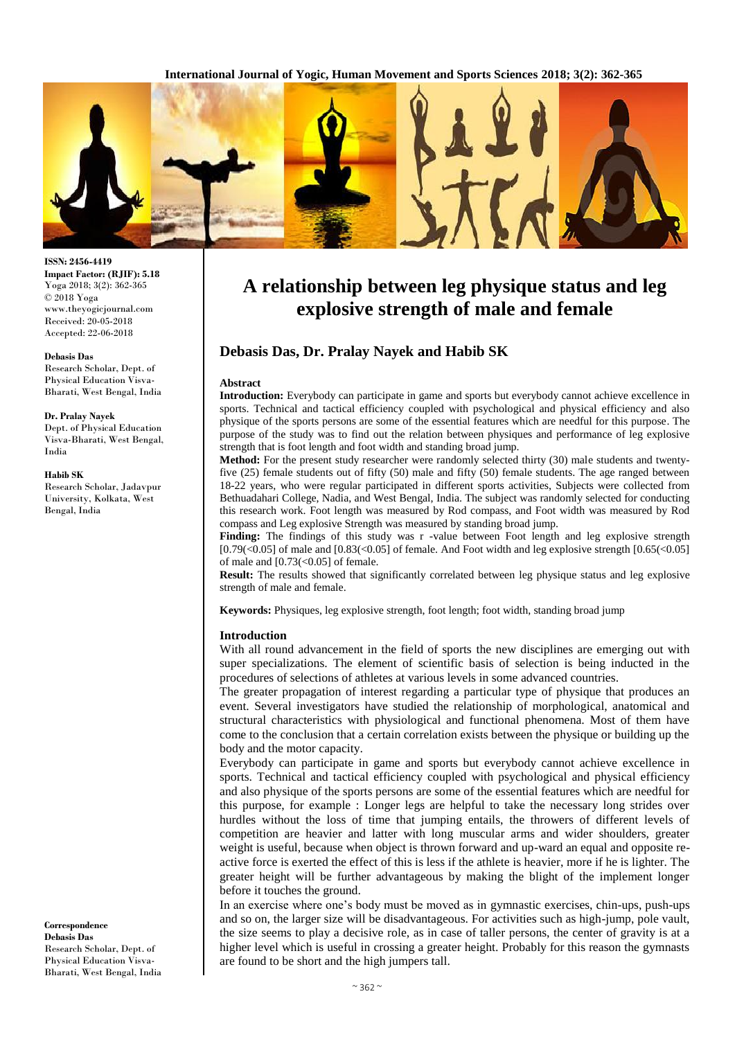ISSN: 2456-4419
Impact Factor: (RJIF): 5.18
Yoga 2018; 3(2): 362-365
© 2018 Yoga
www.theyogicjournal.com
Received: 20-05-2018
Accepted: 22-06-2018

**Debasis Das**
Research Scholar, Dept. of Physical Education Visva-Bharati, West Bengal, India

**Dr. Pralay Nayek**
Dept. of Physical Education Visva-Bharati, West Bengal, India

**Habib SK**
Research Scholar, Jadavpur University, Kolkata, West Bengal, India

**Correspondence**
**Debasis Das**
Research Scholar, Dept. of Physical Education Visva-Bharati, West Bengal, India

# A relationship between leg physique status and leg explosive strength of male and female

## Debasis Das, Dr. Pralay Nayek and Habib SK

### Abstract

**Introduction:** Everybody can participate in game and sports but everybody cannot achieve excellence in sports. Technical and tactical efficiency coupled with psychological and physical efficiency and also physique of the sports persons are some of the essential features which are needful for this purpose. The purpose of the study was to find out the relation between physiques and performance of leg explosive strength that is foot length and foot width and standing broad jump.

**Method:** For the present study researcher were randomly selected thirty (30) male students and twenty-five (25) female students out of fifty (50) male and fifty (50) female students. The age ranged between 18-22 years, who were regular participated in different sports activities, Subjects were collected from Bethuadahari College, Nadia, and West Bengal, India. The subject was randomly selected for conducting this research work. Foot length was measured by Rod compass, and Foot width was measured by Rod compass and Leg explosive Strength was measured by standing broad jump.

**Finding:** The findings of this study was r -value between Foot length and leg explosive strength [0.79(<0.05] of male and [0.83(<0.05] of female. And Foot width and leg explosive strength [0.65(<0.05] of male and [0.73(<0.05] of female.

**Result:** The results showed that significantly correlated between leg physique status and leg explosive strength of male and female.

**Keywords:** Physiques, leg explosive strength, foot length; foot width, standing broad jump

### Introduction

With all round advancement in the field of sports the new disciplines are emerging out with super specializations. The element of scientific basis of selection is being inducted in the procedures of selections of athletes at various levels in some advanced countries.

The greater propagation of interest regarding a particular type of physique that produces an event. Several investigators have studied the relationship of morphological, anatomical and structural characteristics with physiological and functional phenomena. Most of them have come to the conclusion that a certain correlation exists between the physique or building up the body and the motor capacity.

Everybody can participate in game and sports but everybody cannot achieve excellence in sports. Technical and tactical efficiency coupled with psychological and physical efficiency and also physique of the sports persons are some of the essential features which are needful for this purpose, for example : Longer legs are helpful to take the necessary long strides over hurdles without the loss of time that jumping entails, the throwers of different levels of competition are heavier and latter with long muscular arms and wider shoulders, greater weight is useful, because when object is thrown forward and up-ward an equal and opposite re-active force is exerted the effect of this is less if the athlete is heavier, more if he is lighter. The greater height will be further advantageous by making the blight of the implement longer before it touches the ground.

In an exercise where one's body must be moved as in gymnastic exercises, chin-ups, push-ups and so on, the larger size will be disadvantageous. For activities such as high-jump, pole vault, the size seems to play a decisive role, as in case of taller persons, the center of gravity is at a higher level which is useful in crossing a greater height. Probably for this reason the gymnasts are found to be short and the high jumpers tall.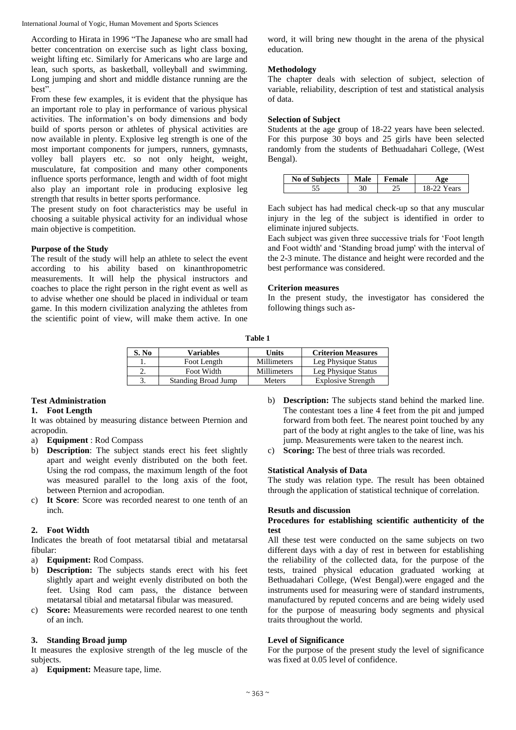According to Hirata in 1996 "The Japanese who are small had better concentration on exercise such as light class boxing, weight lifting etc. Similarly for Americans who are large and lean, such sports, as basketball, volleyball and swimming. Long jumping and short and middle distance running are the best".

From these few examples, it is evident that the physique has an important role to play in performance of various physical activities. The information's on body dimensions and body build of sports person or athletes of physical activities are now available in plenty. Explosive leg strength is one of the most important components for jumpers, runners, gymnasts, volley ball players etc. so not only height, weight, musculature, fat composition and many other components influence sports performance, length and width of foot might also play an important role in producing explosive leg strength that results in better sports performance.

The present study on foot characteristics may be useful in choosing a suitable physical activity for an individual whose main objective is competition.

**Purpose of the Study**

The result of the study will help an athlete to select the event according to his ability based on kinanthropometric measurements. It will help the physical instructors and coaches to place the right person in the right event as well as to advise whether one should be placed in individual or team game. In this modern civilization analyzing the athletes from the scientific point of view, will make them active. In one word, it will bring new thought in the arena of the physical education.

**Methodology**

The chapter deals with selection of subject, selection of variable, reliability, description of test and statistical analysis of data.

**Selection of Subject**

Students at the age group of 18-22 years have been selected. For this purpose 30 boys and 25 girls have been selected randomly from the students of Bethuadahari College, (West Bengal).

| No of Subjects | Male | Female | Age |
|---|---|---|---|
| 55 | 30 | 25 | 18-22 Years |

Each subject has had medical check-up so that any muscular injury in the leg of the subject is identified in order to eliminate injured subjects.

Each subject was given three successive trials for 'Foot length and Foot width' and 'Standing broad jump' with the interval of the 2-3 minute. The distance and height were recorded and the best performance was considered.

**Criterion measures**

In the present study, the investigator has considered the following things such as-

**Table 1**

| S. No | Variables | Units | Criterion Measures |
|---|---|---|---|
| 1. | Foot Length | Millimeters | Leg Physique Status |
| 2. | Foot Width | Millimeters | Leg Physique Status |
| 3. | Standing Broad Jump | Meters | Explosive Strength |

**Test Administration**

**1. Foot Length**

It was obtained by measuring distance between Pternion and acropodin.

a) **Equipment** : Rod Compass
b) **Description**: The subject stands erect his feet slightly apart and weight evenly distributed on the both feet. Using the rod compass, the maximum length of the foot was measured parallel to the long axis of the foot, between Pternion and acropodian.
c) **It Score**: Score was recorded nearest to one tenth of an inch.

**2. Foot Width**

Indicates the breath of foot metatarsal tibial and metatarsal fibular:

a) **Equipment:** Rod Compass.
b) **Description:** The subjects stands erect with his feet slightly apart and weight evenly distributed on both the feet. Using Rod cam pass, the distance between metatarsal tibial and metatarsal fibular was measured.
c) **Score:** Measurements were recorded nearest to one tenth of an inch.

**3. Standing Broad jump**

It measures the explosive strength of the leg muscle of the subjects.

a) **Equipment:** Measure tape, lime.
b) **Description:** The subjects stand behind the marked line. The contestant toes a line 4 feet from the pit and jumped forward from both feet. The nearest point touched by any part of the body at right angles to the take of line, was his jump. Measurements were taken to the nearest inch.
c) **Scoring:** The best of three trials was recorded.

**Statistical Analysis of Data**

The study was relation type. The result has been obtained through the application of statistical technique of correlation.

**Resutls and discussion**

**Procedures for establishing scientific authenticity of the test**

All these test were conducted on the same subjects on two different days with a day of rest in between for establishing the reliability of the collected data, for the purpose of the tests, trained physical education graduated working at Bethuadahari College, (West Bengal).were engaged and the instruments used for measuring were of standard instruments, manufactured by reputed concerns and are being widely used for the purpose of measuring body segments and physical traits throughout the world.

**Level of Significance**

For the purpose of the present study the level of significance was fixed at 0.05 level of confidence.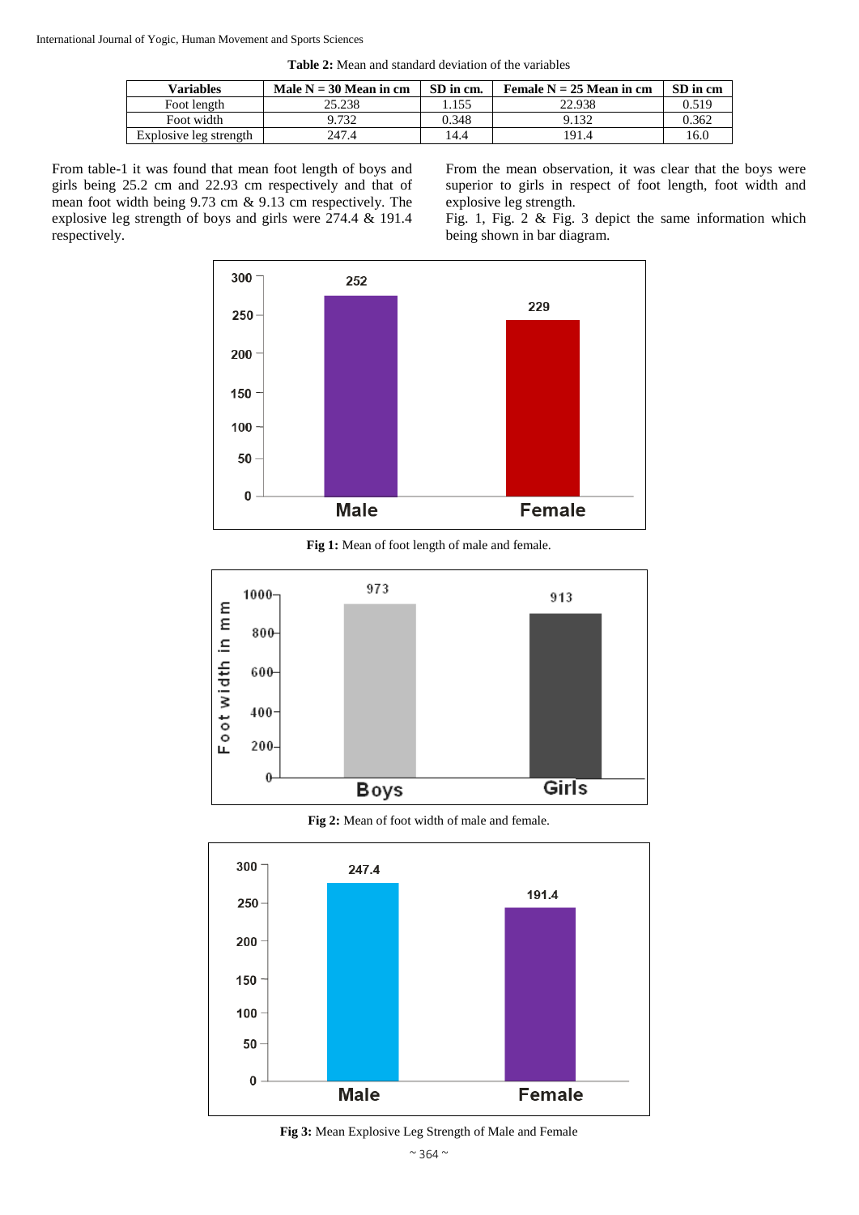**Table 2:** Mean and standard deviation of the variables

| Variables | Male N = 30 Mean in cm | SD in cm. | Female N = 25 Mean in cm | SD in cm |
|---|---|---|---|---|
| Foot length | 25.238 | 1.155 | 22.938 | 0.519 |
| Foot width | 9.732 | 0.348 | 9.132 | 0.362 |
| Explosive leg strength | 247.4 | 14.4 | 191.4 | 16.0 |

From table-1 it was found that mean foot length of boys and girls being 25.2 cm and 22.93 cm respectively and that of mean foot width being 9.73 cm & 9.13 cm respectively. The explosive leg strength of boys and girls were 274.4 & 191.4 respectively.

From the mean observation, it was clear that the boys were superior to girls in respect of foot length, foot width and explosive leg strength.

Fig. 1, Fig. 2 & Fig. 3 depict the same information which being shown in bar diagram.

**Fig 1:** Mean of foot length of male and female.

**Fig 2:** Mean of foot width of male and female.

**Fig 3:** Mean Explosive Leg Strength of Male and Female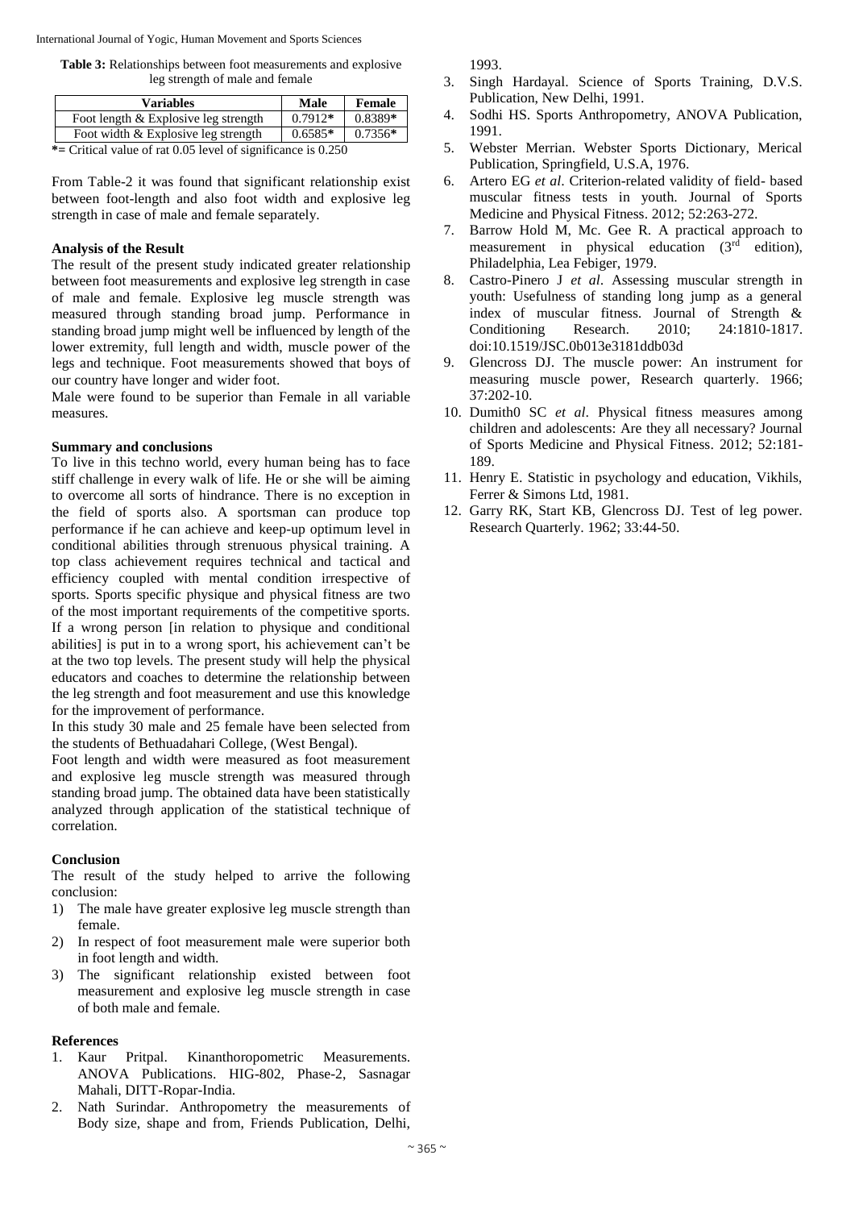**Table 3:** Relationships between foot measurements and explosive leg strength of male and female

| Variables | Male | Female |
|---|---|---|
| Foot length & Explosive leg strength | 0.7912* | 0.8389* |
| Foot width & Explosive leg strength | 0.6585* | 0.7356* |

*= Critical value of rat 0.05 level of significance is 0.250

From Table-2 it was found that significant relationship exist between foot-length and also foot width and explosive leg strength in case of male and female separately.

### Analysis of the Result

The result of the present study indicated greater relationship between foot measurements and explosive leg strength in case of male and female. Explosive leg muscle strength was measured through standing broad jump. Performance in standing broad jump might well be influenced by length of the lower extremity, full length and width, muscle power of the legs and technique. Foot measurements showed that boys of our country have longer and wider foot.

Male were found to be superior than Female in all variable measures.

### Summary and conclusions

To live in this techno world, every human being has to face stiff challenge in every walk of life. He or she will be aiming to overcome all sorts of hindrance. There is no exception in the field of sports also. A sportsman can produce top performance if he can achieve and keep-up optimum level in conditional abilities through strenuous physical training. A top class achievement requires technical and tactical and efficiency coupled with mental condition irrespective of sports. Sports specific physique and physical fitness are two of the most important requirements of the competitive sports. If a wrong person [in relation to physique and conditional abilities] is put in to a wrong sport, his achievement can't be at the two top levels. The present study will help the physical educators and coaches to determine the relationship between the leg strength and foot measurement and use this knowledge for the improvement of performance.

In this study 30 male and 25 female have been selected from the students of Bethuadahari College, (West Bengal).

Foot length and width were measured as foot measurement and explosive leg muscle strength was measured through standing broad jump. The obtained data have been statistically analyzed through application of the statistical technique of correlation.

### Conclusion

The result of the study helped to arrive the following conclusion:

1) The male have greater explosive leg muscle strength than female.
2) In respect of foot measurement male were superior both in foot length and width.
3) The significant relationship existed between foot measurement and explosive leg muscle strength in case of both male and female.

### References

1. Kaur Pritpal. Kinanthoropometric Measurements. ANOVA Publications. HIG-802, Phase-2, Sasnagar Mahali, DITT-Ropar-India.
2. Nath Surindar. Anthropometry the measurements of Body size, shape and from, Friends Publication, Delhi, 1993.
3. Singh Hardayal. Science of Sports Training, D.V.S. Publication, New Delhi, 1991.
4. Sodhi HS. Sports Anthropometry, ANOVA Publication, 1991.
5. Webster Merrian. Webster Sports Dictionary, Merical Publication, Springfield, U.S.A, 1976.
6. Artero EG *et al*. Criterion-related validity of field- based muscular fitness tests in youth. Journal of Sports Medicine and Physical Fitness. 2012; 52:263-272.
7. Barrow Hold M, Mc. Gee R. A practical approach to measurement in physical education (3rd edition), Philadelphia, Lea Febiger, 1979.
8. Castro-Pinero J *et al*. Assessing muscular strength in youth: Usefulness of standing long jump as a general index of muscular fitness. Journal of Strength & Conditioning Research. 2010; 24:1810-1817. doi:10.1519/JSC.0b013e3181ddb03d
9. Glencross DJ. The muscle power: An instrument for measuring muscle power, Research quarterly. 1966; 37:202-10.
10. Dumith0 SC *et al*. Physical fitness measures among children and adolescents: Are they all necessary? Journal of Sports Medicine and Physical Fitness. 2012; 52:181-189.
11. Henry E. Statistic in psychology and education, Vikhils, Ferrer & Simons Ltd, 1981.
12. Garry RK, Start KB, Glencross DJ. Test of leg power. Research Quarterly. 1962; 33:44-50.